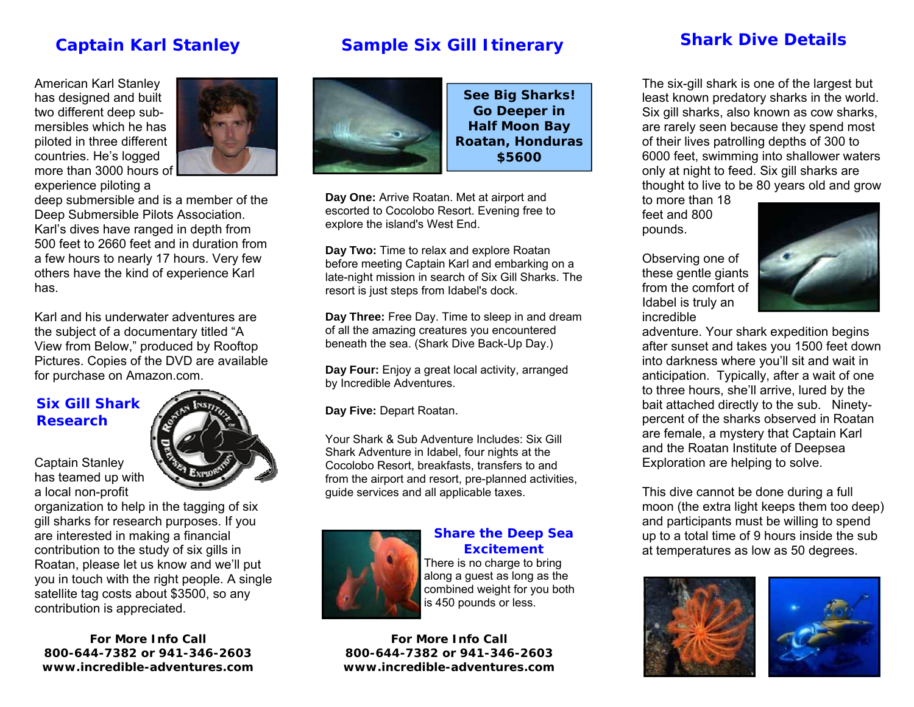## Captain Karl Stanley

American Karl Stanley has designed and built two different deep submersibles which he has piloted in three different countries. He's logged more than 3000 hours of experience piloting a deep submersible and is a member of the Deep Submersible Pilots Association. Karl's dives have ranged in depth from 500 feet to 2660 feet and in duration from a few hours to nearly 17 hours. Very few others have the kind of experience Karl has.

Karl and his underwater adventures are the subject of a documentary titled "A View from Below," produced by Rooftop Pictures. Copies of the DVD are available for purchase on Amazon.com.

### Six Gill Shark Research

Captain Stanley has teamed up with a local non-profit organization to help in the tagging of six gill sharks for research purposes. If you are interested in making a financial contribution to the study of six gills in Roatan, please let us know and we'll put you in touch with the right people. A single satellite tag costs about $3500, so any contribution is appreciated.

**For More Info Call**
**800-644-7382 or 941-346-2603**
**www.incredible-adventures.com**

## Sample Six Gill Itinerary

**See Big Sharks! Go Deeper in Half Moon Bay Roatan, Honduras $5600**

**Day One:** Arrive Roatan. Met at airport and escorted to Cocolobo Resort. Evening free to explore the island's West End.

**Day Two:** Time to relax and explore Roatan before meeting Captain Karl and embarking on a late-night mission in search of Six Gill Sharks. The resort is just steps from Idabel's dock.

**Day Three:** Free Day. Time to sleep in and dream of all the amazing creatures you encountered beneath the sea. (Shark Dive Back-Up Day.)

**Day Four:** Enjoy a great local activity, arranged by Incredible Adventures.

**Day Five:** Depart Roatan.

Your Shark & Sub Adventure Includes: Six Gill Shark Adventure in Idabel, four nights at the Cocolobo Resort, breakfasts, transfers to and from the airport and resort, pre-planned activities, guide services and all applicable taxes.

### Share the Deep Sea Excitement

There is no charge to bring along a guest as long as the combined weight for you both is 450 pounds or less.

**For More Info Call**
**800-644-7382 or 941-346-2603**
**www.incredible-adventures.com**

## Shark Dive Details

The six-gill shark is one of the largest but least known predatory sharks in the world. Six gill sharks, also known as cow sharks, are rarely seen because they spend most of their lives patrolling depths of 300 to 6000 feet, swimming into shallower waters only at night to feed. Six gill sharks are thought to live to be 80 years old and grow to more than 18 feet and 800 pounds.

Observing one of these gentle giants from the comfort of Idabel is truly an incredible adventure. Your shark expedition begins after sunset and takes you 1500 feet down into darkness where you'll sit and wait in anticipation. Typically, after a wait of one to three hours, she'll arrive, lured by the bait attached directly to the sub. Ninety-percent of the sharks observed in Roatan are female, a mystery that Captain Karl and the Roatan Institute of Deepsea Exploration are helping to solve.

This dive cannot be done during a full moon (the extra light keeps them too deep) and participants must be willing to spend up to a total time of 9 hours inside the sub at temperatures as low as 50 degrees.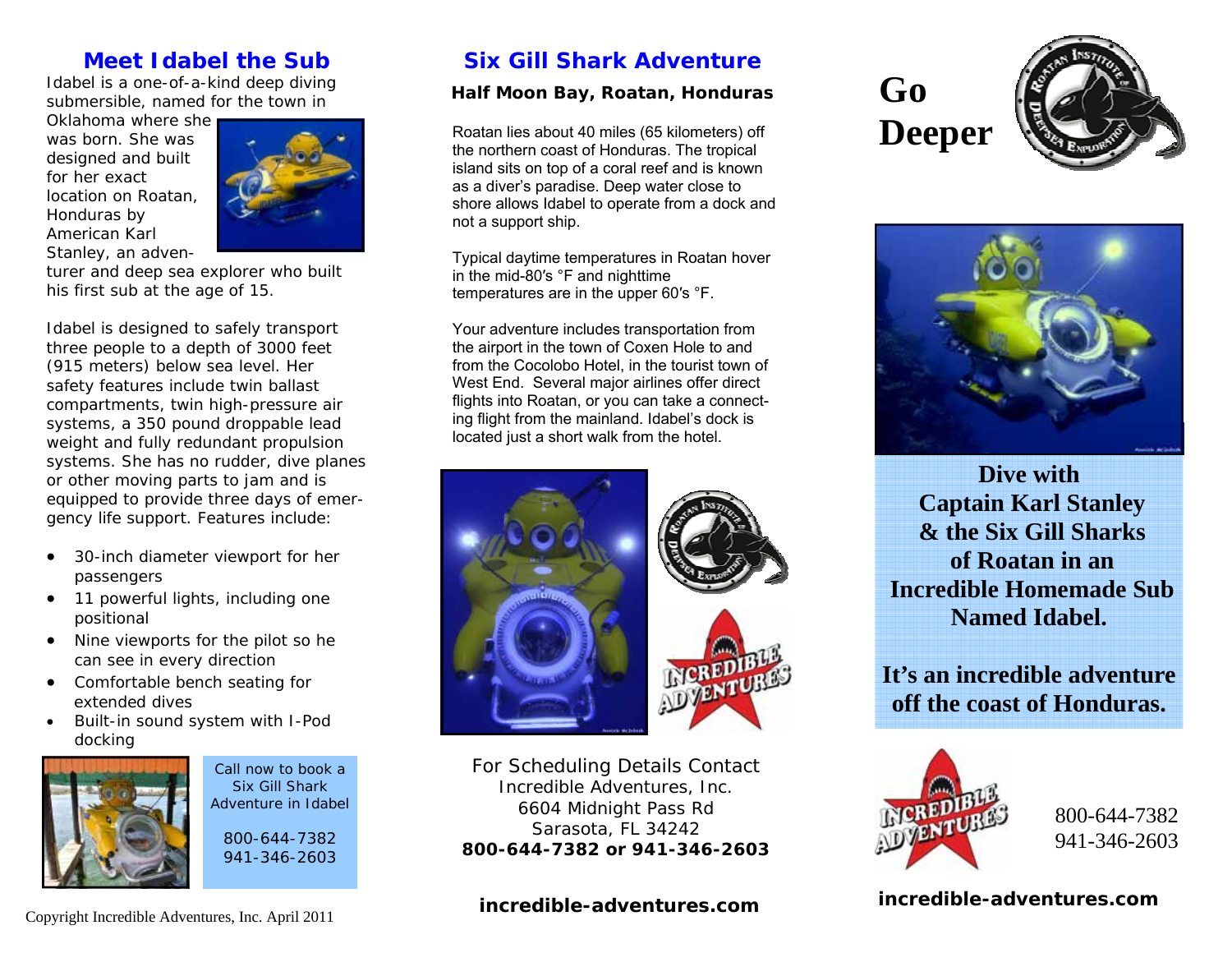## Meet Idabel the Sub

Idabel is a one-of-a-kind deep diving submersible, named for the town in Oklahoma where she was born. She was designed and built for her exact location on Roatan, Honduras by American Karl Stanley, an adventurer and deep sea explorer who built his first sub at the age of 15.

Idabel is designed to safely transport three people to a depth of 3000 feet (915 meters) below sea level. Her safety features include twin ballast compartments, twin high-pressure air systems, a 350 pound droppable lead weight and fully redundant propulsion systems. She has no rudder, dive planes or other moving parts to jam and is equipped to provide three days of emergency life support. Features include:

- 30-inch diameter viewport for her passengers
- 11 powerful lights, including one positional
- Nine viewports for the pilot so he can see in every direction
- Comfortable bench seating for extended dives
- Built-in sound system with I-Pod docking

Call now to book a Six Gill Shark Adventure in Idabel

800-644-7382
941-346-2603

Copyright Incredible Adventures, Inc. April 2011

## Six Gill Shark Adventure

**Half Moon Bay, Roatan, Honduras**

Roatan lies about 40 miles (65 kilometers) off the northern coast of Honduras. The tropical island sits on top of a coral reef and is known as a diver's paradise. Deep water close to shore allows Idabel to operate from a dock and not a support ship.

Typical daytime temperatures in Roatan hover in the mid-80's °F and nighttime temperatures are in the upper 60's °F.

Your adventure includes transportation from the airport in the town of Coxen Hole to and from the Cocolobo Hotel, in the tourist town of West End. Several major airlines offer direct flights into Roatan, or you can take a connecting flight from the mainland. Idabel's dock is located just a short walk from the hotel.

For Scheduling Details Contact
Incredible Adventures, Inc.
6604 Midnight Pass Rd
Sarasota, FL 34242
**800-644-7382 or 941-346-2603**

**incredible-adventures.com**

# Go Deeper

**Dive with Captain Karl Stanley & the Six Gill Sharks of Roatan in an Incredible Homemade Sub Named Idabel.**

**It's an incredible adventure off the coast of Honduras.**

800-644-7382
941-346-2603

**incredible-adventures.com**